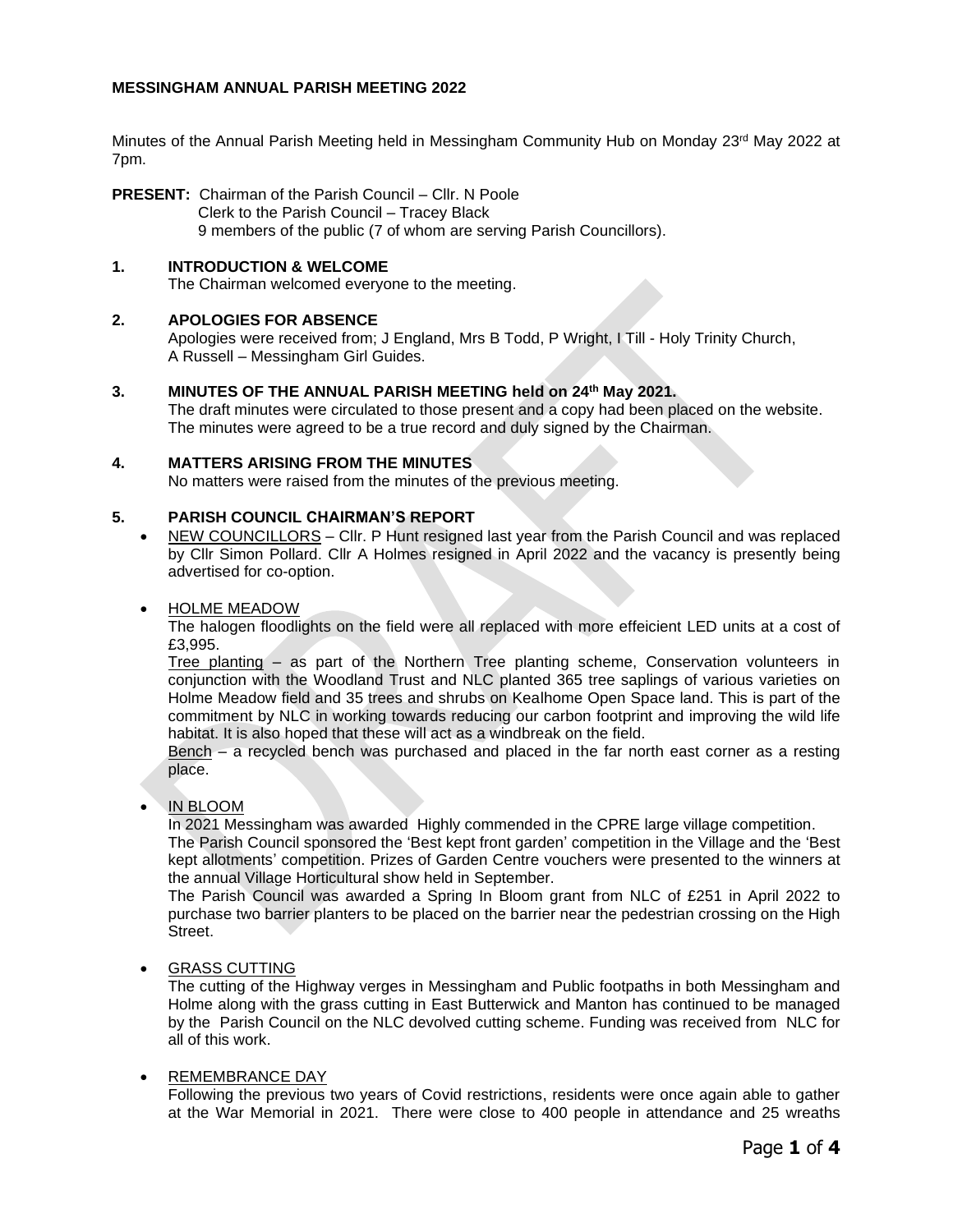# MESSINGHAM ANNUAL PARISH MEETING 2022

Minutes of the Annual Parish Meeting held in Messingham Community Hub on Monday 23rd May 2022 at 7pm.

**PRESENT:** Chairman of the Parish Council – Cllr. N Poole
Clerk to the Parish Council – Tracey Black
9 members of the public (7 of whom are serving Parish Councillors).

## 1. INTRODUCTION & WELCOME

The Chairman welcomed everyone to the meeting.

## 2. APOLOGIES FOR ABSENCE

Apologies were received from; J England, Mrs B Todd, P Wright, I Till - Holy Trinity Church, A Russell – Messingham Girl Guides.

## 3. MINUTES OF THE ANNUAL PARISH MEETING held on 24th May 2021.

The draft minutes were circulated to those present and a copy had been placed on the website. The minutes were agreed to be a true record and duly signed by the Chairman.

## 4. MATTERS ARISING FROM THE MINUTES

No matters were raised from the minutes of the previous meeting.

## 5. PARISH COUNCIL CHAIRMAN'S REPORT

- NEW COUNCILLORS – Cllr. P Hunt resigned last year from the Parish Council and was replaced by Cllr Simon Pollard. Cllr A Holmes resigned in April 2022 and the vacancy is presently being advertised for co-option.

- HOLME MEADOW

  The halogen floodlights on the field were all replaced with more effeicient LED units at a cost of £3,995.

  Tree planting – as part of the Northern Tree planting scheme, Conservation volunteers in conjunction with the Woodland Trust and NLC planted 365 tree saplings of various varieties on Holme Meadow field and 35 trees and shrubs on Kealhome Open Space land. This is part of the commitment by NLC in working towards reducing our carbon footprint and improving the wild life habitat. It is also hoped that these will act as a windbreak on the field.

  Bench – a recycled bench was purchased and placed in the far north east corner as a resting place.

- IN BLOOM

  In 2021 Messingham was awarded Highly commended in the CPRE large village competition.

  The Parish Council sponsored the 'Best kept front garden' competition in the Village and the 'Best kept allotments' competition. Prizes of Garden Centre vouchers were presented to the winners at the annual Village Horticultural show held in September.

  The Parish Council was awarded a Spring In Bloom grant from NLC of £251 in April 2022 to purchase two barrier planters to be placed on the barrier near the pedestrian crossing on the High Street.

- GRASS CUTTING

  The cutting of the Highway verges in Messingham and Public footpaths in both Messingham and Holme along with the grass cutting in East Butterwick and Manton has continued to be managed by the Parish Council on the NLC devolved cutting scheme. Funding was received from NLC for all of this work.

- REMEMBRANCE DAY

  Following the previous two years of Covid restrictions, residents were once again able to gather at the War Memorial in 2021. There were close to 400 people in attendance and 25 wreaths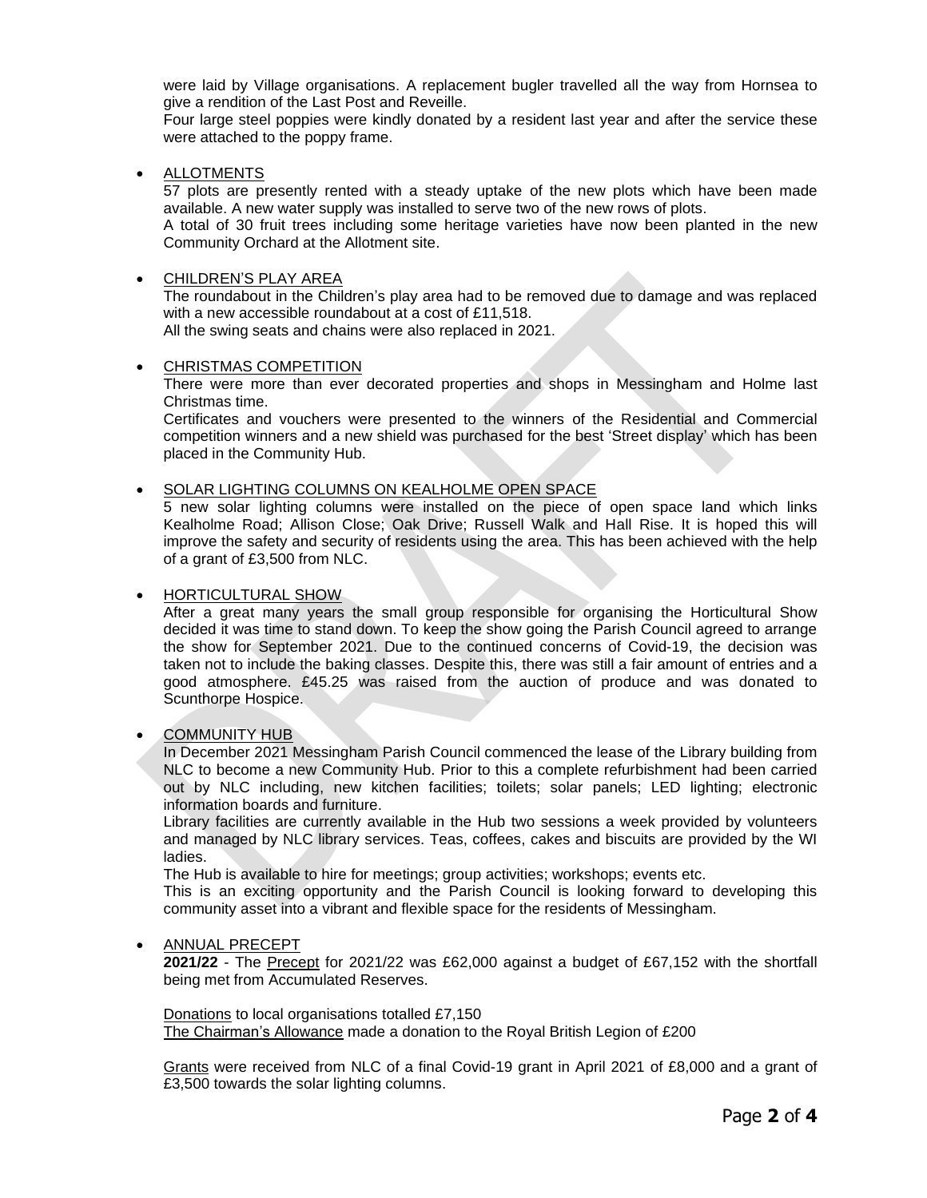were laid by Village organisations. A replacement bugler travelled all the way from Hornsea to give a rendition of the Last Post and Reveille.
Four large steel poppies were kindly donated by a resident last year and after the service these were attached to the poppy frame.

- ALLOTMENTS
  57 plots are presently rented with a steady uptake of the new plots which have been made available. A new water supply was installed to serve two of the new rows of plots.
  A total of 30 fruit trees including some heritage varieties have now been planted in the new Community Orchard at the Allotment site.

- CHILDREN'S PLAY AREA
  The roundabout in the Children's play area had to be removed due to damage and was replaced with a new accessible roundabout at a cost of £11,518.
  All the swing seats and chains were also replaced in 2021.

- CHRISTMAS COMPETITION
  There were more than ever decorated properties and shops in Messingham and Holme last Christmas time.
  Certificates and vouchers were presented to the winners of the Residential and Commercial competition winners and a new shield was purchased for the best 'Street display' which has been placed in the Community Hub.

- SOLAR LIGHTING COLUMNS ON KEALHOLME OPEN SPACE
  5 new solar lighting columns were installed on the piece of open space land which links Kealholme Road; Allison Close; Oak Drive; Russell Walk and Hall Rise. It is hoped this will improve the safety and security of residents using the area. This has been achieved with the help of a grant of £3,500 from NLC.

- HORTICULTURAL SHOW
  After a great many years the small group responsible for organising the Horticultural Show decided it was time to stand down. To keep the show going the Parish Council agreed to arrange the show for September 2021. Due to the continued concerns of Covid-19, the decision was taken not to include the baking classes. Despite this, there was still a fair amount of entries and a good atmosphere. £45.25 was raised from the auction of produce and was donated to Scunthorpe Hospice.

- COMMUNITY HUB
  In December 2021 Messingham Parish Council commenced the lease of the Library building from NLC to become a new Community Hub. Prior to this a complete refurbishment had been carried out by NLC including, new kitchen facilities; toilets; solar panels; LED lighting; electronic information boards and furniture.
  Library facilities are currently available in the Hub two sessions a week provided by volunteers and managed by NLC library services. Teas, coffees, cakes and biscuits are provided by the WI ladies.
  The Hub is available to hire for meetings; group activities; workshops; events etc.
  This is an exciting opportunity and the Parish Council is looking forward to developing this community asset into a vibrant and flexible space for the residents of Messingham.

- ANNUAL PRECEPT
  **2021/22** - The Precept for 2021/22 was £62,000 against a budget of £67,152 with the shortfall being met from Accumulated Reserves.

  Donations to local organisations totalled £7,150
  The Chairman's Allowance made a donation to the Royal British Legion of £200

  Grants were received from NLC of a final Covid-19 grant in April 2021 of £8,000 and a grant of £3,500 towards the solar lighting columns.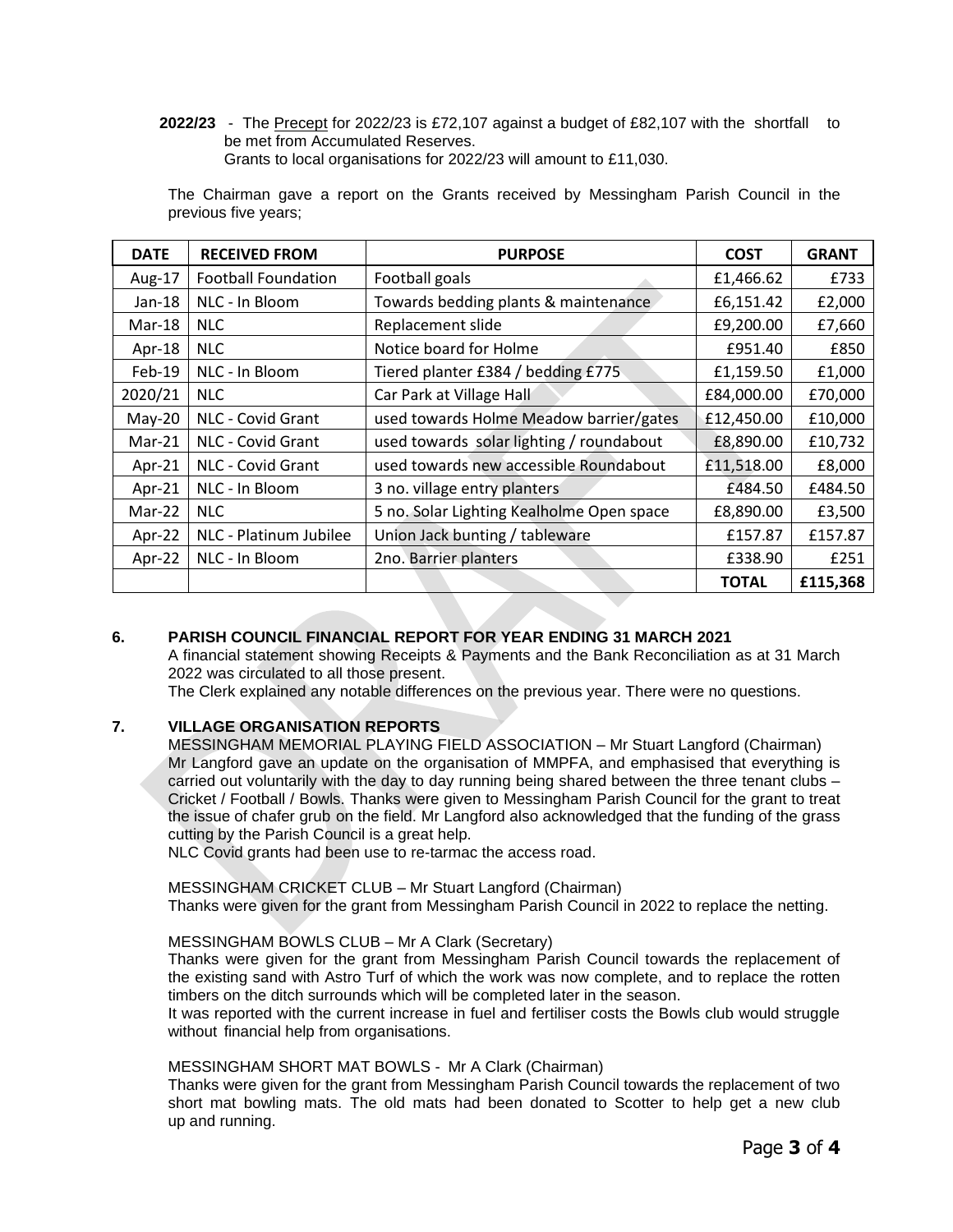**2022/23** - The Precept for 2022/23 is £72,107 against a budget of £82,107 with the shortfall to be met from Accumulated Reserves.
Grants to local organisations for 2022/23 will amount to £11,030.

The Chairman gave a report on the Grants received by Messingham Parish Council in the previous five years;

| DATE | RECEIVED FROM | PURPOSE | COST | GRANT |
|---|---|---|---|---|
| Aug-17 | Football Foundation | Football goals | £1,466.62 | £733 |
| Jan-18 | NLC - In Bloom | Towards bedding plants & maintenance | £6,151.42 | £2,000 |
| Mar-18 | NLC | Replacement slide | £9,200.00 | £7,660 |
| Apr-18 | NLC | Notice board for Holme | £951.40 | £850 |
| Feb-19 | NLC - In Bloom | Tiered planter £384 / bedding £775 | £1,159.50 | £1,000 |
| 2020/21 | NLC | Car Park at Village Hall | £84,000.00 | £70,000 |
| May-20 | NLC - Covid Grant | used towards Holme Meadow barrier/gates | £12,450.00 | £10,000 |
| Mar-21 | NLC - Covid Grant | used towards solar lighting / roundabout | £8,890.00 | £10,732 |
| Apr-21 | NLC - Covid Grant | used towards new accessible Roundabout | £11,518.00 | £8,000 |
| Apr-21 | NLC - In Bloom | 3 no. village entry planters | £484.50 | £484.50 |
| Mar-22 | NLC | 5 no. Solar Lighting Kealholme Open space | £8,890.00 | £3,500 |
| Apr-22 | NLC - Platinum Jubilee | Union Jack bunting / tableware | £157.87 | £157.87 |
| Apr-22 | NLC - In Bloom | 2no. Barrier planters | £338.90 | £251 |
| | | | **TOTAL** | **£115,368** |

## 6. PARISH COUNCIL FINANCIAL REPORT FOR YEAR ENDING 31 MARCH 2021

A financial statement showing Receipts & Payments and the Bank Reconciliation as at 31 March 2022 was circulated to all those present.
The Clerk explained any notable differences on the previous year. There were no questions.

## 7. VILLAGE ORGANISATION REPORTS

MESSINGHAM MEMORIAL PLAYING FIELD ASSOCIATION – Mr Stuart Langford (Chairman)
Mr Langford gave an update on the organisation of MMPFA, and emphasised that everything is carried out voluntarily with the day to day running being shared between the three tenant clubs – Cricket / Football / Bowls. Thanks were given to Messingham Parish Council for the grant to treat the issue of chafer grub on the field. Mr Langford also acknowledged that the funding of the grass cutting by the Parish Council is a great help.
NLC Covid grants had been use to re-tarmac the access road.

MESSINGHAM CRICKET CLUB – Mr Stuart Langford (Chairman)
Thanks were given for the grant from Messingham Parish Council in 2022 to replace the netting.

MESSINGHAM BOWLS CLUB – Mr A Clark (Secretary)
Thanks were given for the grant from Messingham Parish Council towards the replacement of the existing sand with Astro Turf of which the work was now complete, and to replace the rotten timbers on the ditch surrounds which will be completed later in the season.
It was reported with the current increase in fuel and fertiliser costs the Bowls club would struggle without financial help from organisations.

MESSINGHAM SHORT MAT BOWLS - Mr A Clark (Chairman)
Thanks were given for the grant from Messingham Parish Council towards the replacement of two short mat bowling mats. The old mats had been donated to Scotter to help get a new club up and running.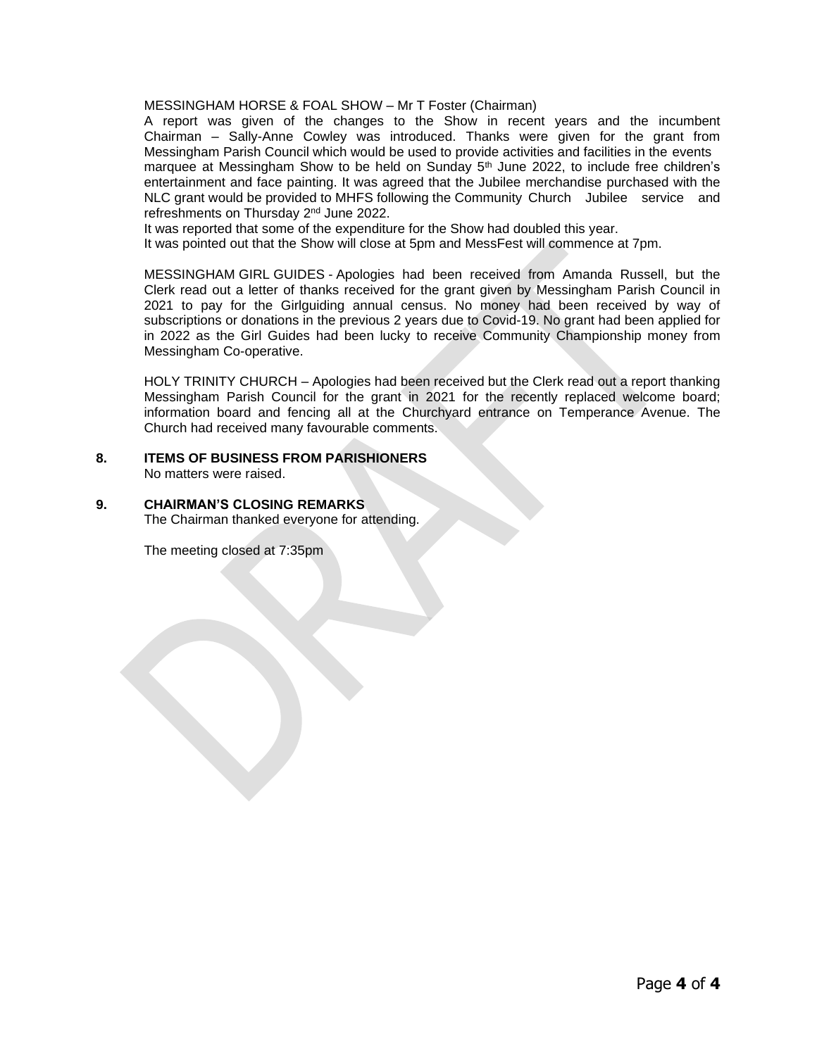MESSINGHAM HORSE & FOAL SHOW – Mr T Foster (Chairman)

A report was given of the changes to the Show in recent years and the incumbent Chairman – Sally-Anne Cowley was introduced. Thanks were given for the grant from Messingham Parish Council which would be used to provide activities and facilities in the events marquee at Messingham Show to be held on Sunday 5th June 2022, to include free children's entertainment and face painting. It was agreed that the Jubilee merchandise purchased with the NLC grant would be provided to MHFS following the Community Church Jubilee service and refreshments on Thursday 2nd June 2022.

It was reported that some of the expenditure for the Show had doubled this year.

It was pointed out that the Show will close at 5pm and MessFest will commence at 7pm.

MESSINGHAM GIRL GUIDES - Apologies had been received from Amanda Russell, but the Clerk read out a letter of thanks received for the grant given by Messingham Parish Council in 2021 to pay for the Girlguiding annual census. No money had been received by way of subscriptions or donations in the previous 2 years due to Covid-19. No grant had been applied for in 2022 as the Girl Guides had been lucky to receive Community Championship money from Messingham Co-operative.

HOLY TRINITY CHURCH – Apologies had been received but the Clerk read out a report thanking Messingham Parish Council for the grant in 2021 for the recently replaced welcome board; information board and fencing all at the Churchyard entrance on Temperance Avenue. The Church had received many favourable comments.

## 8. ITEMS OF BUSINESS FROM PARISHIONERS

No matters were raised.

## 9. CHAIRMAN'S CLOSING REMARKS

The Chairman thanked everyone for attending.

The meeting closed at 7:35pm